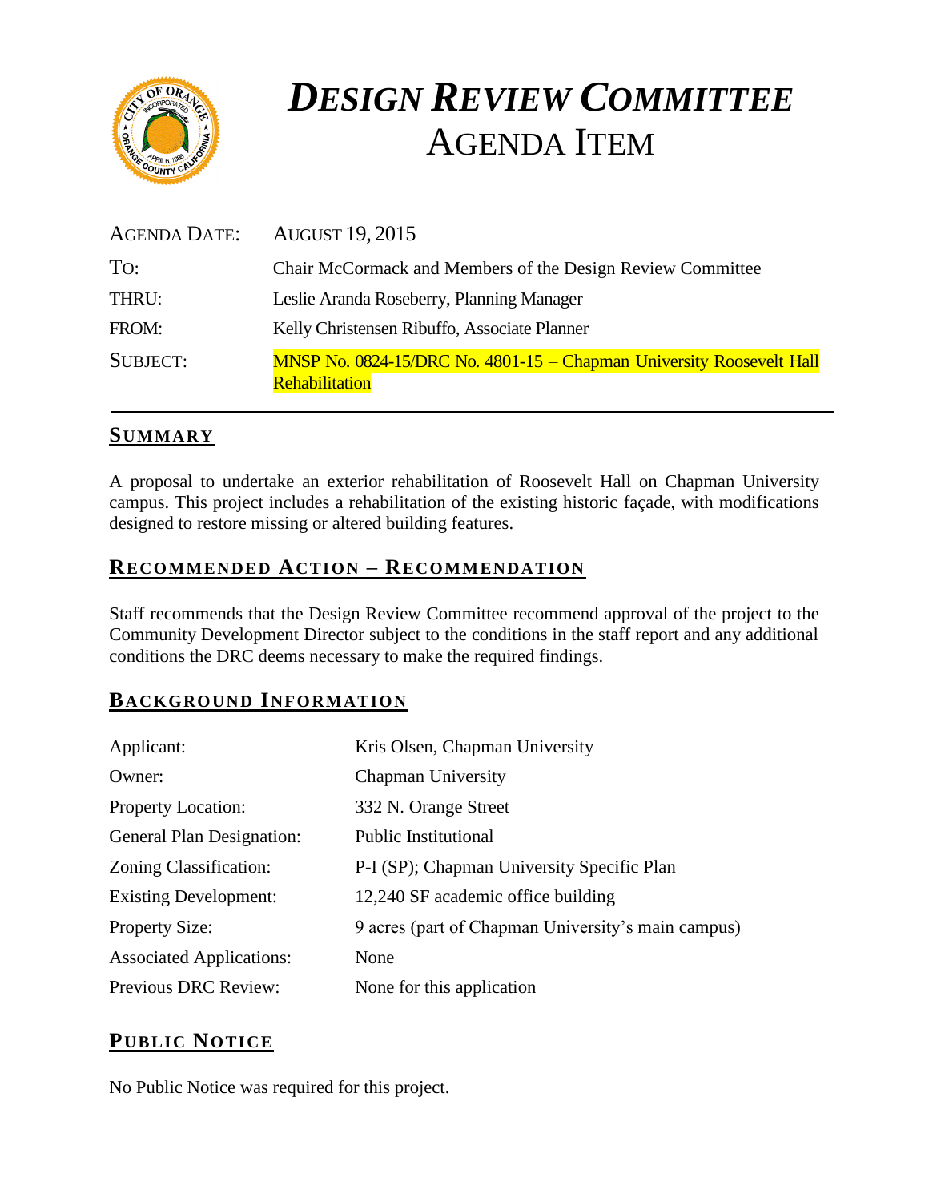# *DESIGN REVIEW COMMITTEE*
# AGENDA ITEM

| | |
|---|---|
| AGENDA DATE: | AUGUST 19, 2015 |
| TO: | Chair McCormack and Members of the Design Review Committee |
| THRU: | Leslie Aranda Roseberry, Planning Manager |
| FROM: | Kelly Christensen Ribuffo, Associate Planner |
| SUBJECT: | MNSP No. 0824-15/DRC No. 4801-15 – Chapman University Roosevelt Hall Rehabilitation |

## SUMMARY

A proposal to undertake an exterior rehabilitation of Roosevelt Hall on Chapman University campus. This project includes a rehabilitation of the existing historic façade, with modifications designed to restore missing or altered building features.

## RECOMMENDED ACTION – RECOMMENDATION

Staff recommends that the Design Review Committee recommend approval of the project to the Community Development Director subject to the conditions in the staff report and any additional conditions the DRC deems necessary to make the required findings.

## BACKGROUND INFORMATION

| | |
|---|---|
| Applicant: | Kris Olsen, Chapman University |
| Owner: | Chapman University |
| Property Location: | 332 N. Orange Street |
| General Plan Designation: | Public Institutional |
| Zoning Classification: | P-I (SP); Chapman University Specific Plan |
| Existing Development: | 12,240 SF academic office building |
| Property Size: | 9 acres (part of Chapman University's main campus) |
| Associated Applications: | None |
| Previous DRC Review: | None for this application |

## PUBLIC NOTICE

No Public Notice was required for this project.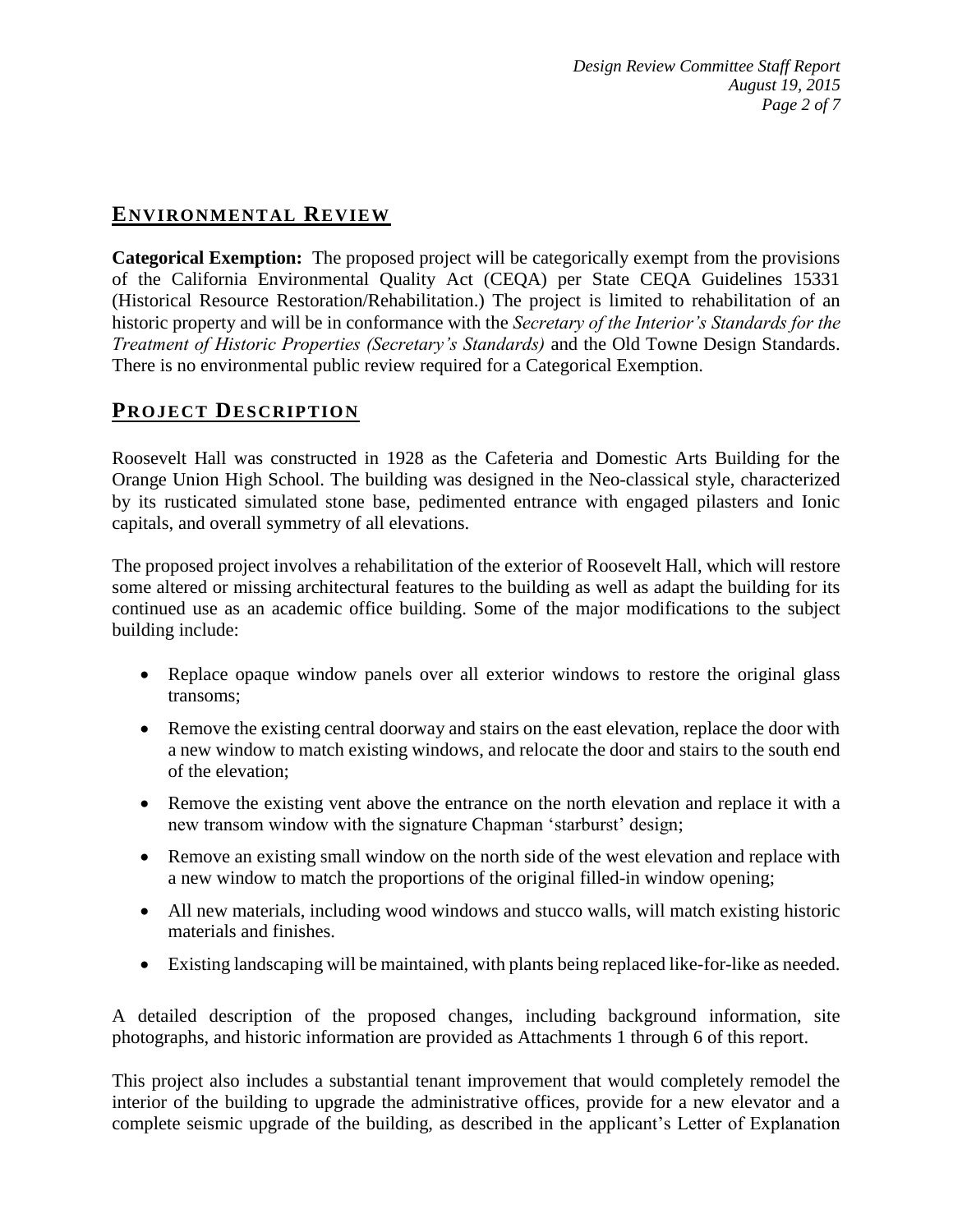## ENVIRONMENTAL REVIEW

**Categorical Exemption:** The proposed project will be categorically exempt from the provisions of the California Environmental Quality Act (CEQA) per State CEQA Guidelines 15331 (Historical Resource Restoration/Rehabilitation.) The project is limited to rehabilitation of an historic property and will be in conformance with the *Secretary of the Interior's Standards for the Treatment of Historic Properties (Secretary's Standards)* and the Old Towne Design Standards. There is no environmental public review required for a Categorical Exemption.

## PROJECT DESCRIPTION

Roosevelt Hall was constructed in 1928 as the Cafeteria and Domestic Arts Building for the Orange Union High School. The building was designed in the Neo-classical style, characterized by its rusticated simulated stone base, pedimented entrance with engaged pilasters and Ionic capitals, and overall symmetry of all elevations.

The proposed project involves a rehabilitation of the exterior of Roosevelt Hall, which will restore some altered or missing architectural features to the building as well as adapt the building for its continued use as an academic office building. Some of the major modifications to the subject building include:

- Replace opaque window panels over all exterior windows to restore the original glass transoms;
- Remove the existing central doorway and stairs on the east elevation, replace the door with a new window to match existing windows, and relocate the door and stairs to the south end of the elevation;
- Remove the existing vent above the entrance on the north elevation and replace it with a new transom window with the signature Chapman 'starburst' design;
- Remove an existing small window on the north side of the west elevation and replace with a new window to match the proportions of the original filled-in window opening;
- All new materials, including wood windows and stucco walls, will match existing historic materials and finishes.
- Existing landscaping will be maintained, with plants being replaced like-for-like as needed.

A detailed description of the proposed changes, including background information, site photographs, and historic information are provided as Attachments 1 through 6 of this report.

This project also includes a substantial tenant improvement that would completely remodel the interior of the building to upgrade the administrative offices, provide for a new elevator and a complete seismic upgrade of the building, as described in the applicant's Letter of Explanation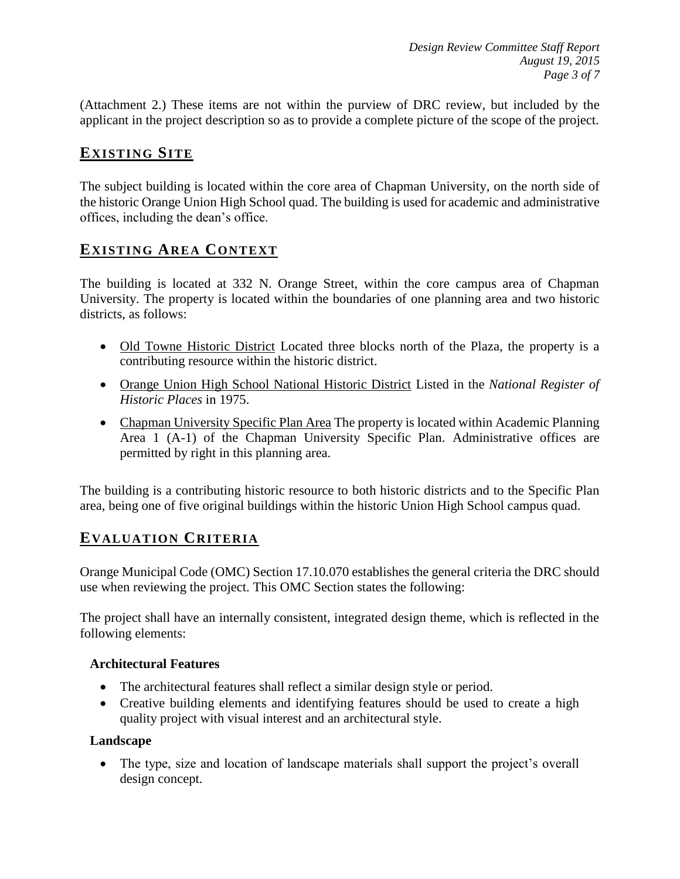(Attachment 2.) These items are not within the purview of DRC review, but included by the applicant in the project description so as to provide a complete picture of the scope of the project.

## EXISTING SITE

The subject building is located within the core area of Chapman University, on the north side of the historic Orange Union High School quad. The building is used for academic and administrative offices, including the dean's office.

## EXISTING AREA CONTEXT

The building is located at 332 N. Orange Street, within the core campus area of Chapman University. The property is located within the boundaries of one planning area and two historic districts, as follows:

- Old Towne Historic District Located three blocks north of the Plaza, the property is a contributing resource within the historic district.
- Orange Union High School National Historic District Listed in the *National Register of Historic Places* in 1975.
- Chapman University Specific Plan Area The property is located within Academic Planning Area 1 (A-1) of the Chapman University Specific Plan. Administrative offices are permitted by right in this planning area.

The building is a contributing historic resource to both historic districts and to the Specific Plan area, being one of five original buildings within the historic Union High School campus quad.

## EVALUATION CRITERIA

Orange Municipal Code (OMC) Section 17.10.070 establishes the general criteria the DRC should use when reviewing the project. This OMC Section states the following:

The project shall have an internally consistent, integrated design theme, which is reflected in the following elements:

**Architectural Features**

- The architectural features shall reflect a similar design style or period.
- Creative building elements and identifying features should be used to create a high quality project with visual interest and an architectural style.

**Landscape**

- The type, size and location of landscape materials shall support the project's overall design concept.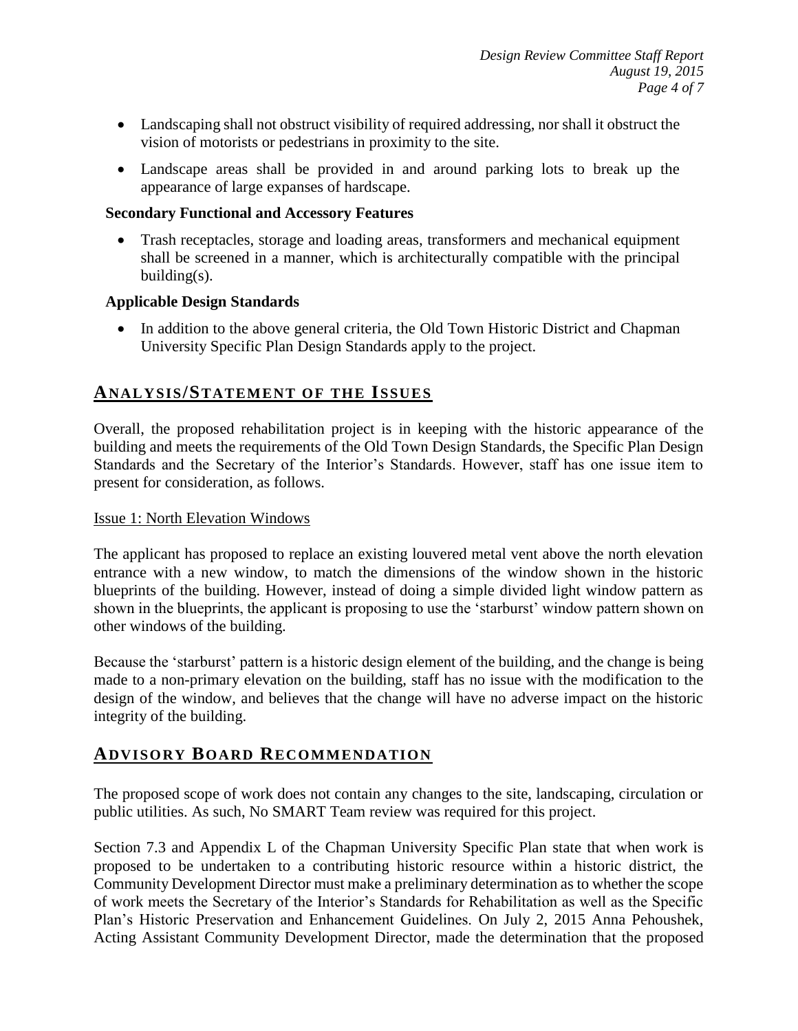- Landscaping shall not obstruct visibility of required addressing, nor shall it obstruct the vision of motorists or pedestrians in proximity to the site.
- Landscape areas shall be provided in and around parking lots to break up the appearance of large expanses of hardscape.

**Secondary Functional and Accessory Features**

- Trash receptacles, storage and loading areas, transformers and mechanical equipment shall be screened in a manner, which is architecturally compatible with the principal building(s).

**Applicable Design Standards**

- In addition to the above general criteria, the Old Town Historic District and Chapman University Specific Plan Design Standards apply to the project.

## ANALYSIS/STATEMENT OF THE ISSUES

Overall, the proposed rehabilitation project is in keeping with the historic appearance of the building and meets the requirements of the Old Town Design Standards, the Specific Plan Design Standards and the Secretary of the Interior's Standards. However, staff has one issue item to present for consideration, as follows.

Issue 1: North Elevation Windows

The applicant has proposed to replace an existing louvered metal vent above the north elevation entrance with a new window, to match the dimensions of the window shown in the historic blueprints of the building. However, instead of doing a simple divided light window pattern as shown in the blueprints, the applicant is proposing to use the 'starburst' window pattern shown on other windows of the building.

Because the 'starburst' pattern is a historic design element of the building, and the change is being made to a non-primary elevation on the building, staff has no issue with the modification to the design of the window, and believes that the change will have no adverse impact on the historic integrity of the building.

## ADVISORY BOARD RECOMMENDATION

The proposed scope of work does not contain any changes to the site, landscaping, circulation or public utilities. As such, No SMART Team review was required for this project.

Section 7.3 and Appendix L of the Chapman University Specific Plan state that when work is proposed to be undertaken to a contributing historic resource within a historic district, the Community Development Director must make a preliminary determination as to whether the scope of work meets the Secretary of the Interior's Standards for Rehabilitation as well as the Specific Plan's Historic Preservation and Enhancement Guidelines. On July 2, 2015 Anna Pehoushek, Acting Assistant Community Development Director, made the determination that the proposed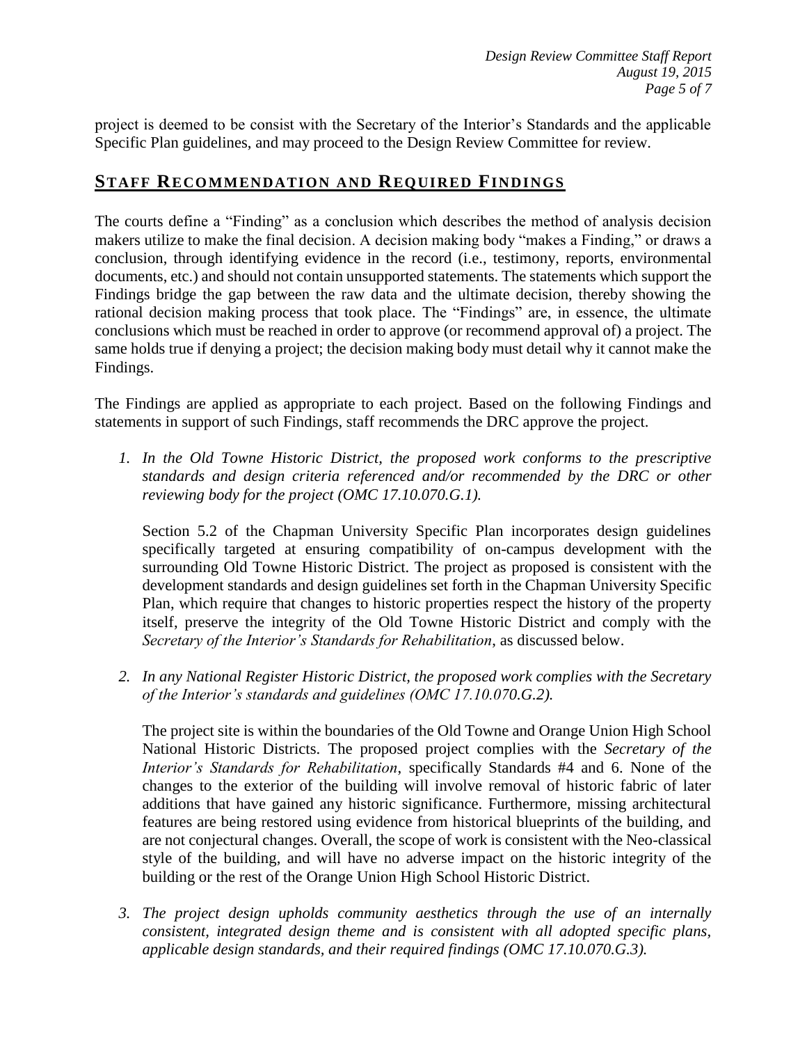project is deemed to be consist with the Secretary of the Interior's Standards and the applicable Specific Plan guidelines, and may proceed to the Design Review Committee for review.

## STAFF RECOMMENDATION AND REQUIRED FINDINGS

The courts define a "Finding" as a conclusion which describes the method of analysis decision makers utilize to make the final decision. A decision making body "makes a Finding," or draws a conclusion, through identifying evidence in the record (i.e., testimony, reports, environmental documents, etc.) and should not contain unsupported statements. The statements which support the Findings bridge the gap between the raw data and the ultimate decision, thereby showing the rational decision making process that took place. The "Findings" are, in essence, the ultimate conclusions which must be reached in order to approve (or recommend approval of) a project. The same holds true if denying a project; the decision making body must detail why it cannot make the Findings.

The Findings are applied as appropriate to each project. Based on the following Findings and statements in support of such Findings, staff recommends the DRC approve the project.

1. *In the Old Towne Historic District, the proposed work conforms to the prescriptive standards and design criteria referenced and/or recommended by the DRC or other reviewing body for the project (OMC 17.10.070.G.1).*

   Section 5.2 of the Chapman University Specific Plan incorporates design guidelines specifically targeted at ensuring compatibility of on-campus development with the surrounding Old Towne Historic District. The project as proposed is consistent with the development standards and design guidelines set forth in the Chapman University Specific Plan, which require that changes to historic properties respect the history of the property itself, preserve the integrity of the Old Towne Historic District and comply with the *Secretary of the Interior's Standards for Rehabilitation*, as discussed below.

2. *In any National Register Historic District, the proposed work complies with the Secretary of the Interior's standards and guidelines (OMC 17.10.070.G.2).*

   The project site is within the boundaries of the Old Towne and Orange Union High School National Historic Districts. The proposed project complies with the *Secretary of the Interior's Standards for Rehabilitation*, specifically Standards #4 and 6. None of the changes to the exterior of the building will involve removal of historic fabric of later additions that have gained any historic significance. Furthermore, missing architectural features are being restored using evidence from historical blueprints of the building, and are not conjectural changes. Overall, the scope of work is consistent with the Neo-classical style of the building, and will have no adverse impact on the historic integrity of the building or the rest of the Orange Union High School Historic District.

3. *The project design upholds community aesthetics through the use of an internally consistent, integrated design theme and is consistent with all adopted specific plans, applicable design standards, and their required findings (OMC 17.10.070.G.3).*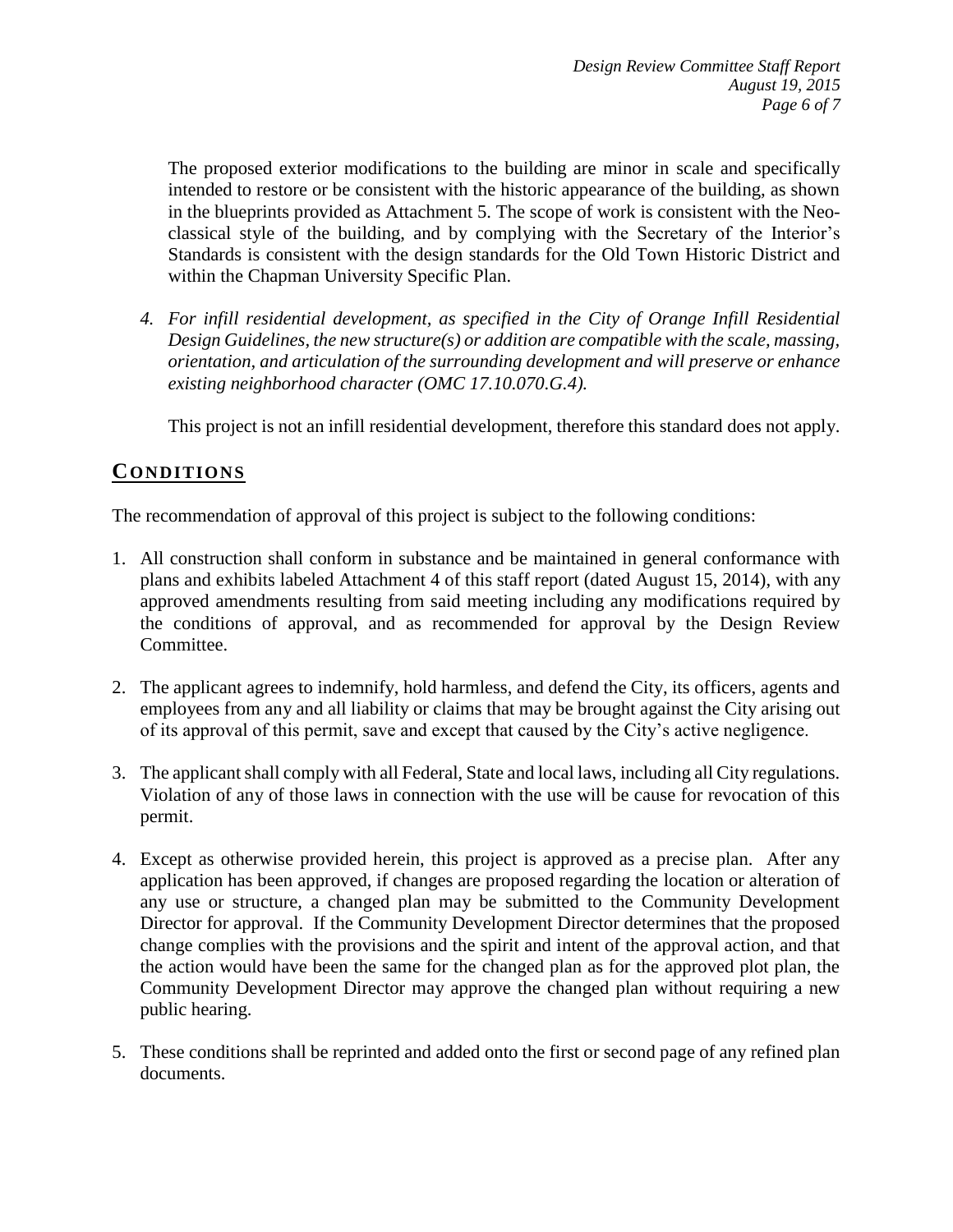The proposed exterior modifications to the building are minor in scale and specifically intended to restore or be consistent with the historic appearance of the building, as shown in the blueprints provided as Attachment 5. The scope of work is consistent with the Neo-classical style of the building, and by complying with the Secretary of the Interior's Standards is consistent with the design standards for the Old Town Historic District and within the Chapman University Specific Plan.

4. *For infill residential development, as specified in the City of Orange Infill Residential Design Guidelines, the new structure(s) or addition are compatible with the scale, massing, orientation, and articulation of the surrounding development and will preserve or enhance existing neighborhood character (OMC 17.10.070.G.4).*

   This project is not an infill residential development, therefore this standard does not apply.

## CONDITIONS

The recommendation of approval of this project is subject to the following conditions:

1. All construction shall conform in substance and be maintained in general conformance with plans and exhibits labeled Attachment 4 of this staff report (dated August 15, 2014), with any approved amendments resulting from said meeting including any modifications required by the conditions of approval, and as recommended for approval by the Design Review Committee.

2. The applicant agrees to indemnify, hold harmless, and defend the City, its officers, agents and employees from any and all liability or claims that may be brought against the City arising out of its approval of this permit, save and except that caused by the City's active negligence.

3. The applicant shall comply with all Federal, State and local laws, including all City regulations. Violation of any of those laws in connection with the use will be cause for revocation of this permit.

4. Except as otherwise provided herein, this project is approved as a precise plan. After any application has been approved, if changes are proposed regarding the location or alteration of any use or structure, a changed plan may be submitted to the Community Development Director for approval. If the Community Development Director determines that the proposed change complies with the provisions and the spirit and intent of the approval action, and that the action would have been the same for the changed plan as for the approved plot plan, the Community Development Director may approve the changed plan without requiring a new public hearing.

5. These conditions shall be reprinted and added onto the first or second page of any refined plan documents.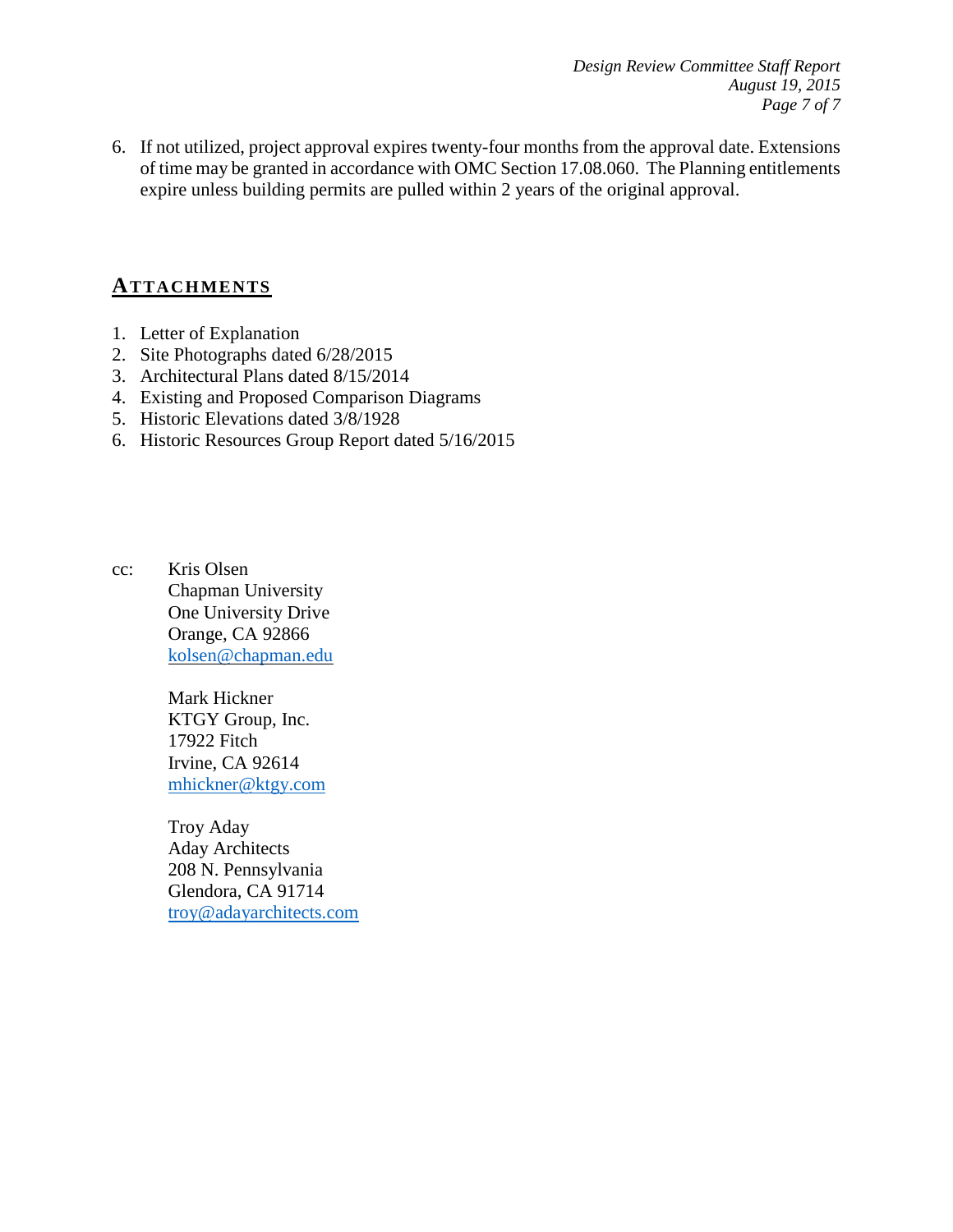6. If not utilized, project approval expires twenty-four months from the approval date. Extensions of time may be granted in accordance with OMC Section 17.08.060. The Planning entitlements expire unless building permits are pulled within 2 years of the original approval.

## ATTACHMENTS

1. Letter of Explanation
2. Site Photographs dated 6/28/2015
3. Architectural Plans dated 8/15/2014
4. Existing and Proposed Comparison Diagrams
5. Historic Elevations dated 3/8/1928
6. Historic Resources Group Report dated 5/16/2015

cc:

Kris Olsen
Chapman University
One University Drive
Orange, CA 92866
kolsen@chapman.edu

Mark Hickner
KTGY Group, Inc.
17922 Fitch
Irvine, CA 92614
mhickner@ktgy.com

Troy Aday
Aday Architects
208 N. Pennsylvania
Glendora, CA 91714
troy@adayarchitects.com